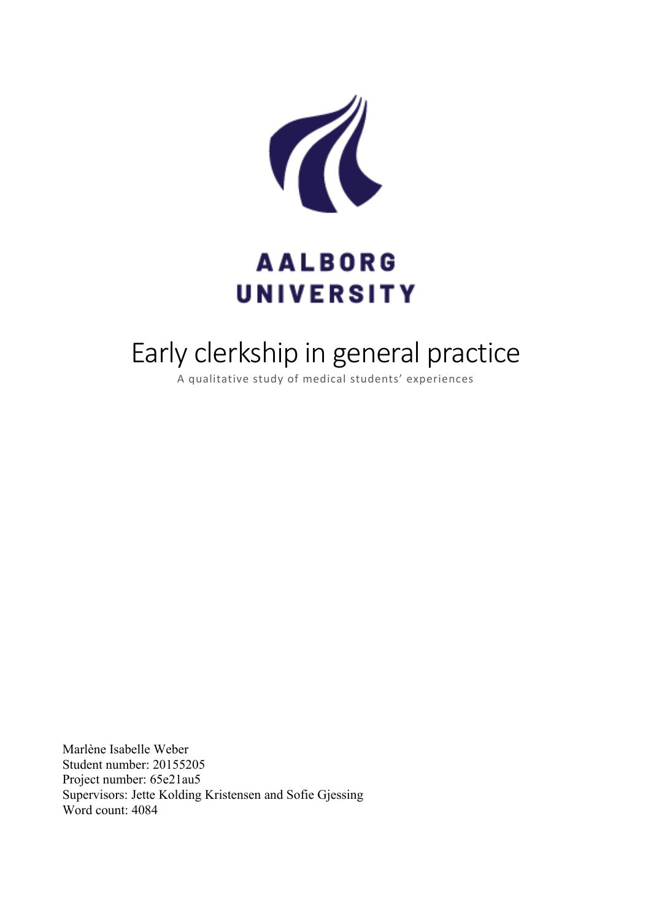AALBORG UNIVERSITY

# Early clerkship in general practice

A qualitative study of medical students' experiences

Marlène Isabelle Weber
Student number: 20155205
Project number: 65e21au5
Supervisors: Jette Kolding Kristensen and Sofie Gjessing
Word count: 4084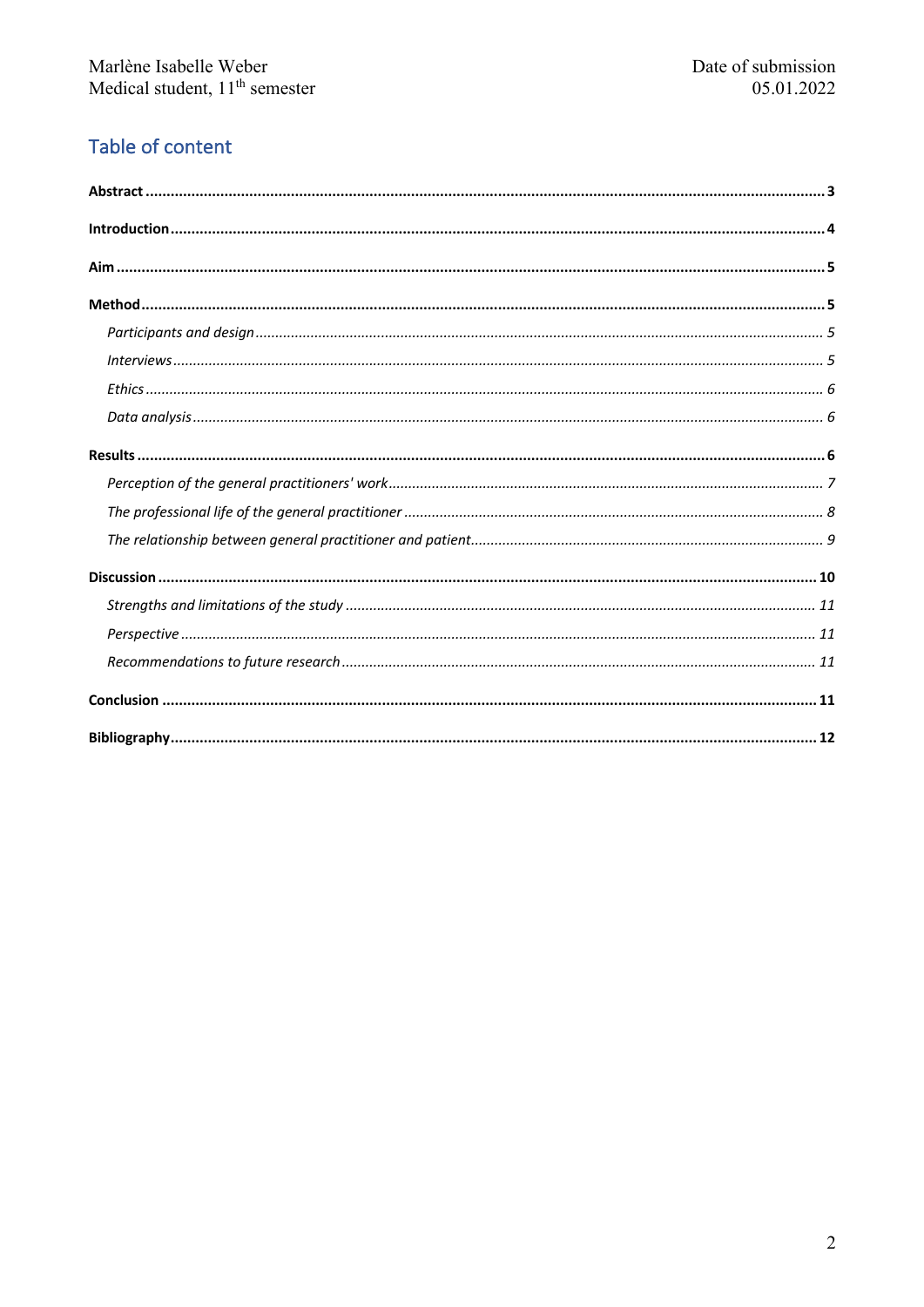## Table of content

**Abstract** ........................................................................................................................................................................ **3**

**Introduction** .................................................................................................................................................................. **4**

**Aim** ............................................................................................................................................................................... **5**

**Method** ......................................................................................................................................................................... **5**

*Participants and design* ........................................................................................................................................ *5*

*Interviews* ................................................................................................................................................................ *5*

*Ethics* ....................................................................................................................................................................... *6*

*Data analysis* ........................................................................................................................................................... *6*

**Results** .......................................................................................................................................................................... **6**

*Perception of the general practitioners' work* ........................................................................................................ *7*

*The professional life of the general practitioner* ................................................................................................... *8*

*The relationship between general practitioner and patient* .................................................................................. *9*

**Discussion** ................................................................................................................................................................... **10**

*Strengths and limitations of the study* ................................................................................................................. *11*

*Perspective* ............................................................................................................................................................ *11*

*Recommendations to future research* .................................................................................................................. *11*

**Conclusion** .................................................................................................................................................................. **11**

**Bibliography** ............................................................................................................................................................... **12**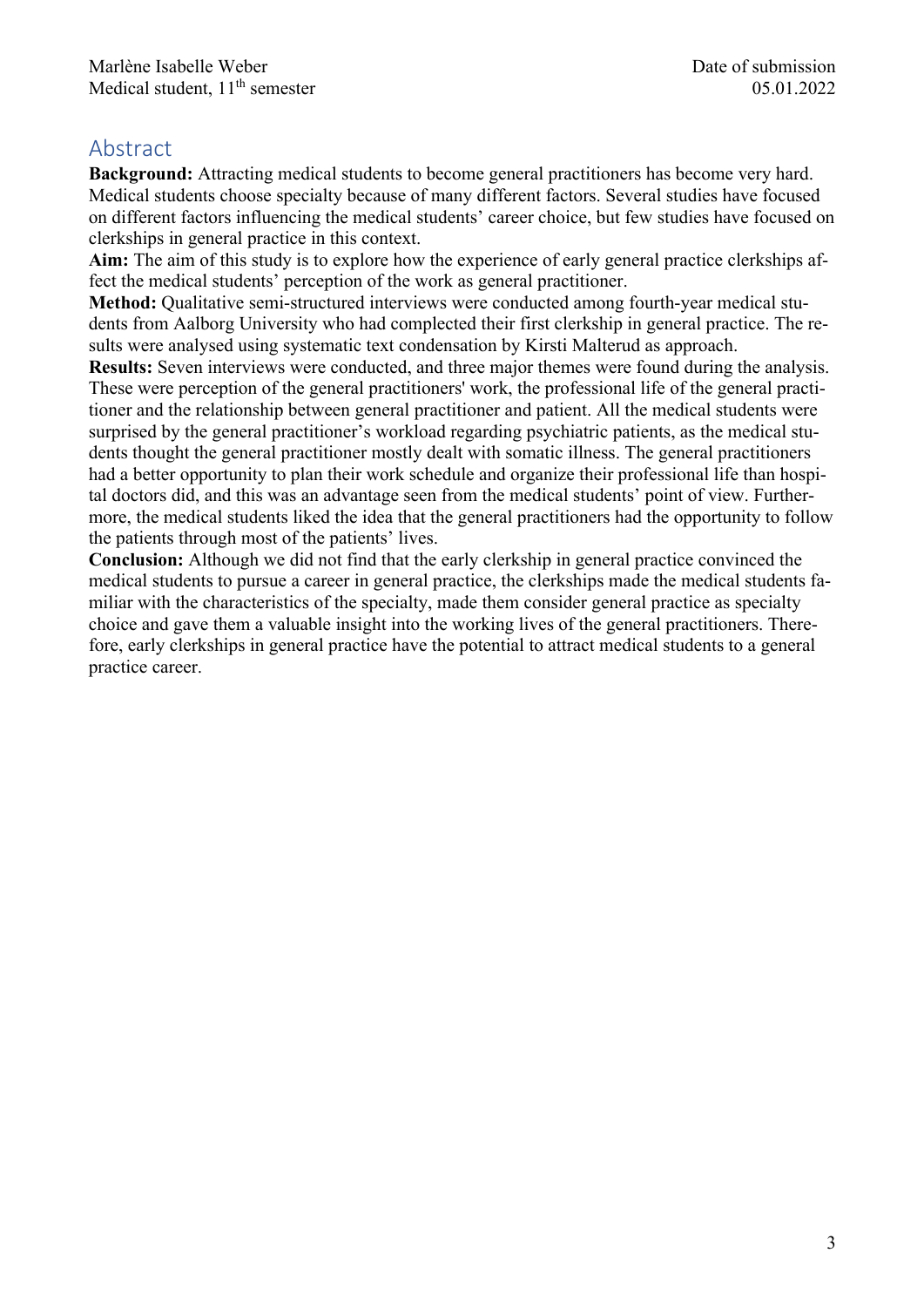Marlène Isabelle Weber
Medical student, 11th semester

Date of submission
05.01.2022

## Abstract

**Background:** Attracting medical students to become general practitioners has become very hard. Medical students choose specialty because of many different factors. Several studies have focused on different factors influencing the medical students' career choice, but few studies have focused on clerkships in general practice in this context.

**Aim:** The aim of this study is to explore how the experience of early general practice clerkships affect the medical students' perception of the work as general practitioner.

**Method:** Qualitative semi-structured interviews were conducted among fourth-year medical students from Aalborg University who had complected their first clerkship in general practice. The results were analysed using systematic text condensation by Kirsti Malterud as approach.

**Results:** Seven interviews were conducted, and three major themes were found during the analysis. These were perception of the general practitioners' work, the professional life of the general practitioner and the relationship between general practitioner and patient. All the medical students were surprised by the general practitioner's workload regarding psychiatric patients, as the medical students thought the general practitioner mostly dealt with somatic illness. The general practitioners had a better opportunity to plan their work schedule and organize their professional life than hospital doctors did, and this was an advantage seen from the medical students' point of view. Furthermore, the medical students liked the idea that the general practitioners had the opportunity to follow the patients through most of the patients' lives.

**Conclusion:** Although we did not find that the early clerkship in general practice convinced the medical students to pursue a career in general practice, the clerkships made the medical students familiar with the characteristics of the specialty, made them consider general practice as specialty choice and gave them a valuable insight into the working lives of the general practitioners. Therefore, early clerkships in general practice have the potential to attract medical students to a general practice career.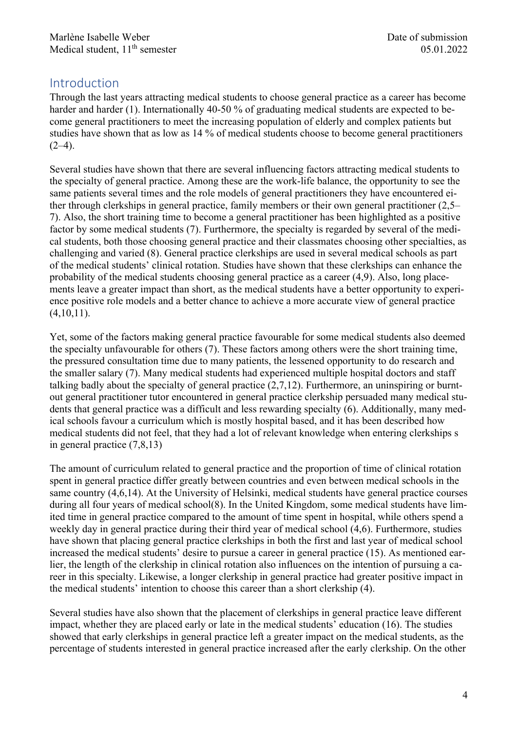## Introduction

Through the last years attracting medical students to choose general practice as a career has become harder and harder (1). Internationally 40-50 % of graduating medical students are expected to become general practitioners to meet the increasing population of elderly and complex patients but studies have shown that as low as 14 % of medical students choose to become general practitioners (2–4).

Several studies have shown that there are several influencing factors attracting medical students to the specialty of general practice. Among these are the work-life balance, the opportunity to see the same patients several times and the role models of general practitioners they have encountered either through clerkships in general practice, family members or their own general practitioner (2,5–7). Also, the short training time to become a general practitioner has been highlighted as a positive factor by some medical students (7). Furthermore, the specialty is regarded by several of the medical students, both those choosing general practice and their classmates choosing other specialties, as challenging and varied (8). General practice clerkships are used in several medical schools as part of the medical students' clinical rotation. Studies have shown that these clerkships can enhance the probability of the medical students choosing general practice as a career (4,9). Also, long placements leave a greater impact than short, as the medical students have a better opportunity to experience positive role models and a better chance to achieve a more accurate view of general practice (4,10,11).

Yet, some of the factors making general practice favourable for some medical students also deemed the specialty unfavourable for others (7). These factors among others were the short training time, the pressured consultation time due to many patients, the lessened opportunity to do research and the smaller salary (7). Many medical students had experienced multiple hospital doctors and staff talking badly about the specialty of general practice (2,7,12). Furthermore, an uninspiring or burnt-out general practitioner tutor encountered in general practice clerkship persuaded many medical students that general practice was a difficult and less rewarding specialty (6). Additionally, many medical schools favour a curriculum which is mostly hospital based, and it has been described how medical students did not feel, that they had a lot of relevant knowledge when entering clerkships s in general practice (7,8,13)

The amount of curriculum related to general practice and the proportion of time of clinical rotation spent in general practice differ greatly between countries and even between medical schools in the same country (4,6,14). At the University of Helsinki, medical students have general practice courses during all four years of medical school(8). In the United Kingdom, some medical students have limited time in general practice compared to the amount of time spent in hospital, while others spend a weekly day in general practice during their third year of medical school (4,6). Furthermore, studies have shown that placing general practice clerkships in both the first and last year of medical school increased the medical students' desire to pursue a career in general practice (15). As mentioned earlier, the length of the clerkship in clinical rotation also influences on the intention of pursuing a career in this specialty. Likewise, a longer clerkship in general practice had greater positive impact in the medical students' intention to choose this career than a short clerkship (4).

Several studies have also shown that the placement of clerkships in general practice leave different impact, whether they are placed early or late in the medical students' education (16). The studies showed that early clerkships in general practice left a greater impact on the medical students, as the percentage of students interested in general practice increased after the early clerkship. On the other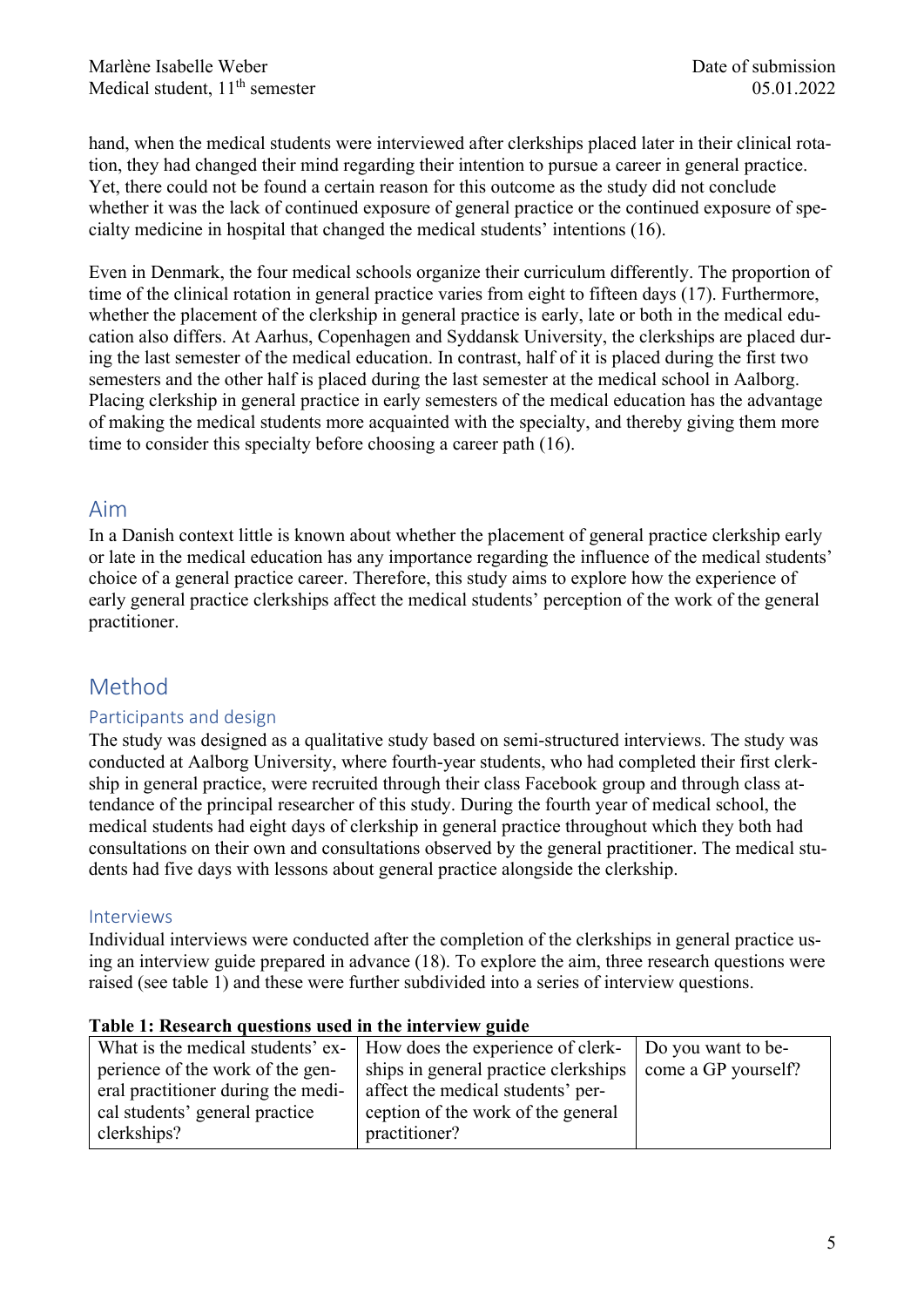hand, when the medical students were interviewed after clerkships placed later in their clinical rotation, they had changed their mind regarding their intention to pursue a career in general practice. Yet, there could not be found a certain reason for this outcome as the study did not conclude whether it was the lack of continued exposure of general practice or the continued exposure of specialty medicine in hospital that changed the medical students' intentions (16).

Even in Denmark, the four medical schools organize their curriculum differently. The proportion of time of the clinical rotation in general practice varies from eight to fifteen days (17). Furthermore, whether the placement of the clerkship in general practice is early, late or both in the medical education also differs. At Aarhus, Copenhagen and Syddansk University, the clerkships are placed during the last semester of the medical education. In contrast, half of it is placed during the first two semesters and the other half is placed during the last semester at the medical school in Aalborg. Placing clerkship in general practice in early semesters of the medical education has the advantage of making the medical students more acquainted with the specialty, and thereby giving them more time to consider this specialty before choosing a career path (16).

## Aim

In a Danish context little is known about whether the placement of general practice clerkship early or late in the medical education has any importance regarding the influence of the medical students' choice of a general practice career. Therefore, this study aims to explore how the experience of early general practice clerkships affect the medical students' perception of the work of the general practitioner.

## Method

### Participants and design

The study was designed as a qualitative study based on semi-structured interviews. The study was conducted at Aalborg University, where fourth-year students, who had completed their first clerkship in general practice, were recruited through their class Facebook group and through class attendance of the principal researcher of this study. During the fourth year of medical school, the medical students had eight days of clerkship in general practice throughout which they both had consultations on their own and consultations observed by the general practitioner. The medical students had five days with lessons about general practice alongside the clerkship.

### Interviews

Individual interviews were conducted after the completion of the clerkships in general practice using an interview guide prepared in advance (18). To explore the aim, three research questions were raised (see table 1) and these were further subdivided into a series of interview questions.

**Table 1: Research questions used in the interview guide**

| What is the medical students' experience of the work of the general practitioner during the medical students' general practice clerkships? | How does the experience of clerkships in general practice clerkships affect the medical students' perception of the work of the general practitioner? | Do you want to become a GP yourself? |
|---|---|---|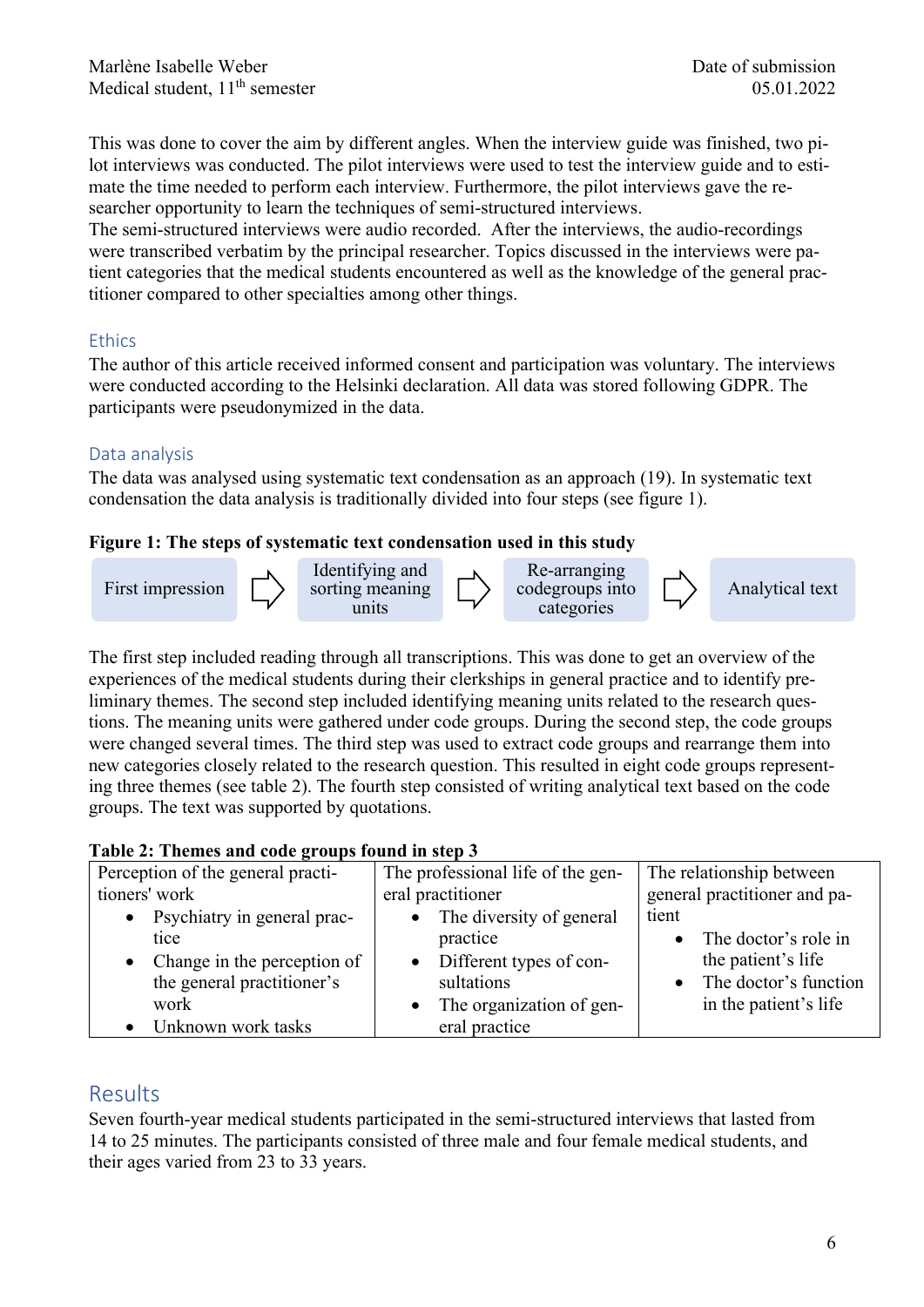This was done to cover the aim by different angles. When the interview guide was finished, two pilot interviews was conducted. The pilot interviews were used to test the interview guide and to estimate the time needed to perform each interview. Furthermore, the pilot interviews gave the researcher opportunity to learn the techniques of semi-structured interviews.
The semi-structured interviews were audio recorded. After the interviews, the audio-recordings were transcribed verbatim by the principal researcher. Topics discussed in the interviews were patient categories that the medical students encountered as well as the knowledge of the general practitioner compared to other specialties among other things.

### Ethics

The author of this article received informed consent and participation was voluntary. The interviews were conducted according to the Helsinki declaration. All data was stored following GDPR. The participants were pseudonymized in the data.

### Data analysis

The data was analysed using systematic text condensation as an approach (19). In systematic text condensation the data analysis is traditionally divided into four steps (see figure 1).

**Figure 1: The steps of systematic text condensation used in this study**

First impression ⇨ Identifying and sorting meaning units ⇨ Re-arranging codegroups into categories ⇨ Analytical text

The first step included reading through all transcriptions. This was done to get an overview of the experiences of the medical students during their clerkships in general practice and to identify preliminary themes. The second step included identifying meaning units related to the research questions. The meaning units were gathered under code groups. During the second step, the code groups were changed several times. The third step was used to extract code groups and rearrange them into new categories closely related to the research question. This resulted in eight code groups representing three themes (see table 2). The fourth step consisted of writing analytical text based on the code groups. The text was supported by quotations.

**Table 2: Themes and code groups found in step 3**

| Perception of the general practitioners' work | The professional life of the general practitioner | The relationship between general practitioner and patient |
|---|---|---|
| • Psychiatry in general practice<br>• Change in the perception of the general practitioner's work<br>• Unknown work tasks | • The diversity of general practice<br>• Different types of consultations<br>• The organization of general practice | • The doctor's role in the patient's life<br>• The doctor's function in the patient's life |

## Results

Seven fourth-year medical students participated in the semi-structured interviews that lasted from 14 to 25 minutes. The participants consisted of three male and four female medical students, and their ages varied from 23 to 33 years.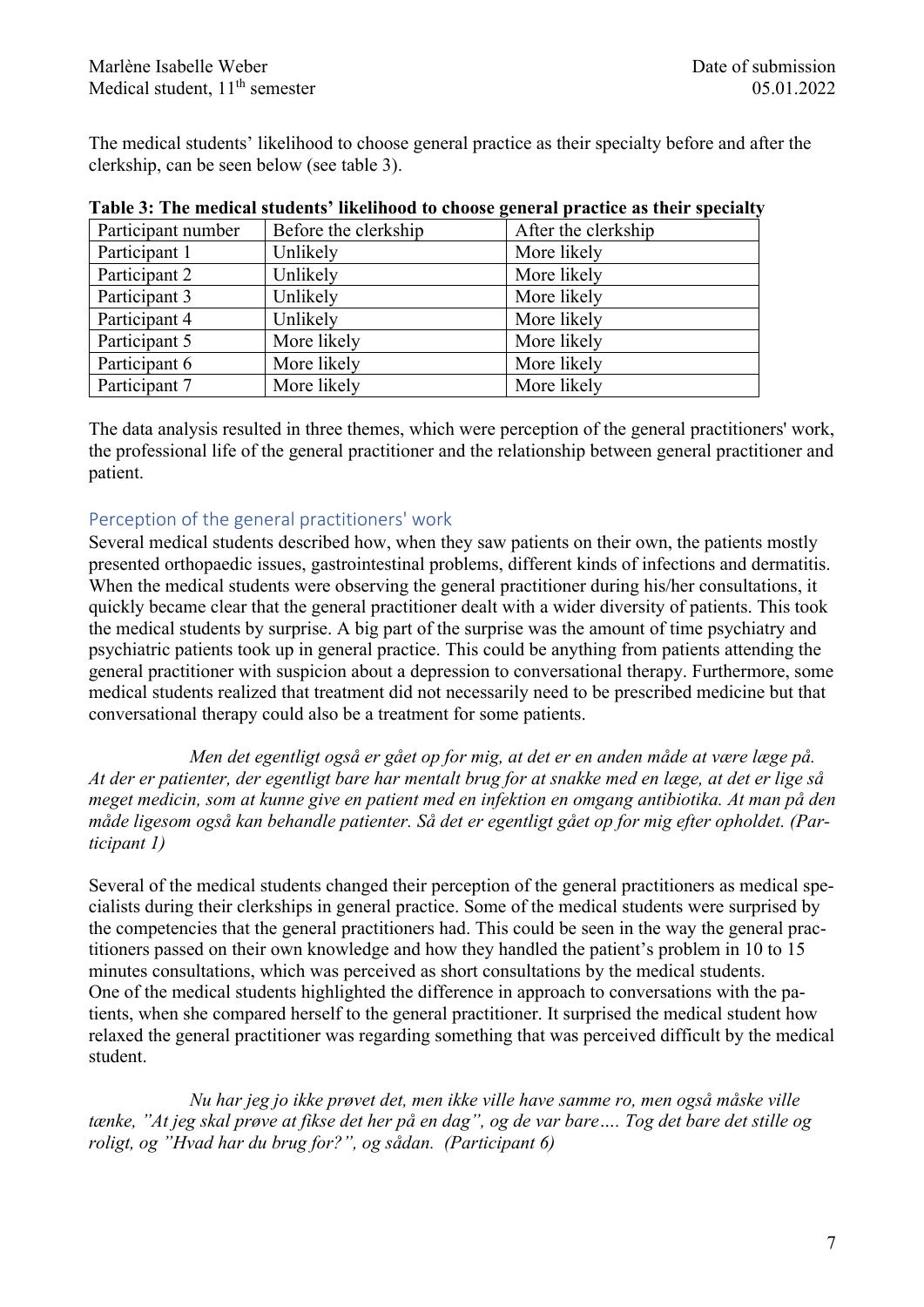The medical students' likelihood to choose general practice as their specialty before and after the clerkship, can be seen below (see table 3).

**Table 3: The medical students' likelihood to choose general practice as their specialty**

| Participant number | Before the clerkship | After the clerkship |
|---|---|---|
| Participant 1 | Unlikely | More likely |
| Participant 2 | Unlikely | More likely |
| Participant 3 | Unlikely | More likely |
| Participant 4 | Unlikely | More likely |
| Participant 5 | More likely | More likely |
| Participant 6 | More likely | More likely |
| Participant 7 | More likely | More likely |

The data analysis resulted in three themes, which were perception of the general practitioners' work, the professional life of the general practitioner and the relationship between general practitioner and patient.

## Perception of the general practitioners' work

Several medical students described how, when they saw patients on their own, the patients mostly presented orthopaedic issues, gastrointestinal problems, different kinds of infections and dermatitis. When the medical students were observing the general practitioner during his/her consultations, it quickly became clear that the general practitioner dealt with a wider diversity of patients. This took the medical students by surprise. A big part of the surprise was the amount of time psychiatry and psychiatric patients took up in general practice. This could be anything from patients attending the general practitioner with suspicion about a depression to conversational therapy. Furthermore, some medical students realized that treatment did not necessarily need to be prescribed medicine but that conversational therapy could also be a treatment for some patients.

*Men det egentligt også er gået op for mig, at det er en anden måde at være læge på. At der er patienter, der egentligt bare har mentalt brug for at snakke med en læge, at det er lige så meget medicin, som at kunne give en patient med en infektion en omgang antibiotika. At man på den måde ligesom også kan behandle patienter. Så det er egentligt gået op for mig efter opholdet. (Participant 1)*

Several of the medical students changed their perception of the general practitioners as medical specialists during their clerkships in general practice. Some of the medical students were surprised by the competencies that the general practitioners had. This could be seen in the way the general practitioners passed on their own knowledge and how they handled the patient's problem in 10 to 15 minutes consultations, which was perceived as short consultations by the medical students.
One of the medical students highlighted the difference in approach to conversations with the patients, when she compared herself to the general practitioner. It surprised the medical student how relaxed the general practitioner was regarding something that was perceived difficult by the medical student.

*Nu har jeg jo ikke prøvet det, men ikke ville have samme ro, men også måske ville tænke, "At jeg skal prøve at fikse det her på en dag", og de var bare…. Tog det bare det stille og roligt, og "Hvad har du brug for?", og sådan. (Participant 6)*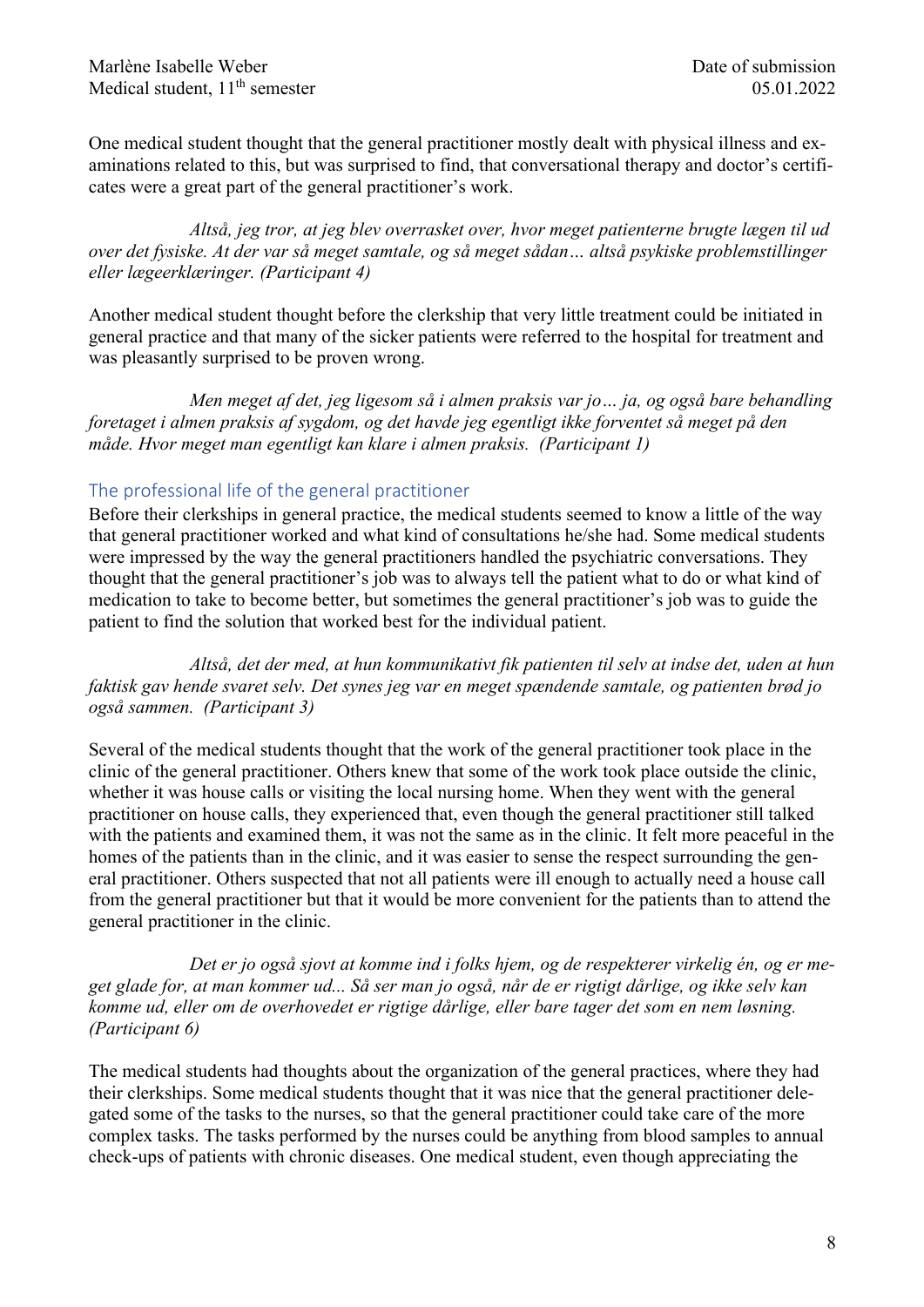One medical student thought that the general practitioner mostly dealt with physical illness and examinations related to this, but was surprised to find, that conversational therapy and doctor's certificates were a great part of the general practitioner's work.

> *Altså, jeg tror, at jeg blev overrasket over, hvor meget patienterne brugte lægen til ud over det fysiske. At der var så meget samtale, og så meget sådan… altså psykiske problemstillinger eller lægeerklæringer. (Participant 4)*

Another medical student thought before the clerkship that very little treatment could be initiated in general practice and that many of the sicker patients were referred to the hospital for treatment and was pleasantly surprised to be proven wrong.

> *Men meget af det, jeg ligesom så i almen praksis var jo… ja, og også bare behandling foretaget i almen praksis af sygdom, og det havde jeg egentligt ikke forventet så meget på den måde. Hvor meget man egentligt kan klare i almen praksis. (Participant 1)*

## The professional life of the general practitioner

Before their clerkships in general practice, the medical students seemed to know a little of the way that general practitioner worked and what kind of consultations he/she had. Some medical students were impressed by the way the general practitioners handled the psychiatric conversations. They thought that the general practitioner's job was to always tell the patient what to do or what kind of medication to take to become better, but sometimes the general practitioner's job was to guide the patient to find the solution that worked best for the individual patient.

> *Altså, det der med, at hun kommunikativt fik patienten til selv at indse det, uden at hun faktisk gav hende svaret selv. Det synes jeg var en meget spændende samtale, og patienten brød jo også sammen. (Participant 3)*

Several of the medical students thought that the work of the general practitioner took place in the clinic of the general practitioner. Others knew that some of the work took place outside the clinic, whether it was house calls or visiting the local nursing home. When they went with the general practitioner on house calls, they experienced that, even though the general practitioner still talked with the patients and examined them, it was not the same as in the clinic. It felt more peaceful in the homes of the patients than in the clinic, and it was easier to sense the respect surrounding the general practitioner. Others suspected that not all patients were ill enough to actually need a house call from the general practitioner but that it would be more convenient for the patients than to attend the general practitioner in the clinic.

> *Det er jo også sjovt at komme ind i folks hjem, og de respekterer virkelig én, og er meget glade for, at man kommer ud... Så ser man jo også, når de er rigtigt dårlige, og ikke selv kan komme ud, eller om de overhovedet er rigtige dårlige, eller bare tager det som en nem løsning. (Participant 6)*

The medical students had thoughts about the organization of the general practices, where they had their clerkships. Some medical students thought that it was nice that the general practitioner delegated some of the tasks to the nurses, so that the general practitioner could take care of the more complex tasks. The tasks performed by the nurses could be anything from blood samples to annual check-ups of patients with chronic diseases. One medical student, even though appreciating the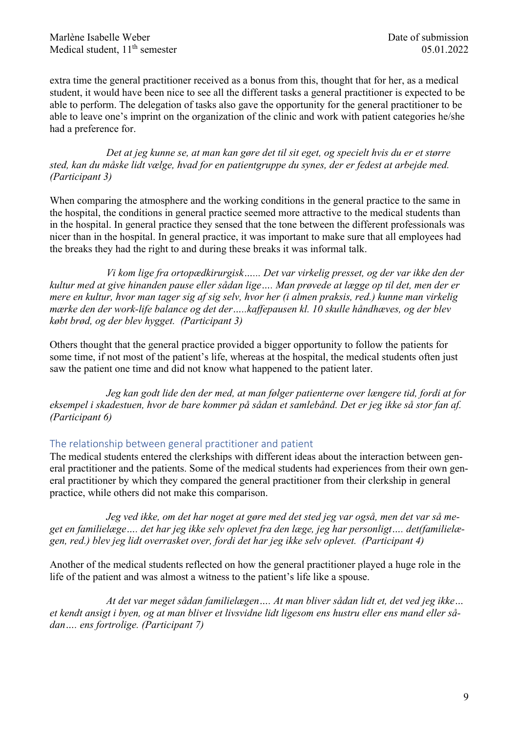extra time the general practitioner received as a bonus from this, thought that for her, as a medical student, it would have been nice to see all the different tasks a general practitioner is expected to be able to perform. The delegation of tasks also gave the opportunity for the general practitioner to be able to leave one's imprint on the organization of the clinic and work with patient categories he/she had a preference for.

> *Det at jeg kunne se, at man kan gøre det til sit eget, og specielt hvis du er et større sted, kan du måske lidt vælge, hvad for en patientgruppe du synes, der er fedest at arbejde med. (Participant 3)*

When comparing the atmosphere and the working conditions in the general practice to the same in the hospital, the conditions in general practice seemed more attractive to the medical students than in the hospital. In general practice they sensed that the tone between the different professionals was nicer than in the hospital. In general practice, it was important to make sure that all employees had the breaks they had the right to and during these breaks it was informal talk.

> *Vi kom lige fra ortopædkirurgisk…… Det var virkelig presset, og der var ikke den der kultur med at give hinanden pause eller sådan lige…. Man prøvede at lægge op til det, men der er mere en kultur, hvor man tager sig af sig selv, hvor her (i almen praksis, red.) kunne man virkelig mærke den der work-life balance og det der…..kaffepausen kl. 10 skulle håndhæves, og der blev købt brød, og der blev hygget. (Participant 3)*

Others thought that the general practice provided a bigger opportunity to follow the patients for some time, if not most of the patient's life, whereas at the hospital, the medical students often just saw the patient one time and did not know what happened to the patient later.

> *Jeg kan godt lide den der med, at man følger patienterne over længere tid, fordi at for eksempel i skadestuen, hvor de bare kommer på sådan et samlebånd. Det er jeg ikke så stor fan af. (Participant 6)*

## The relationship between general practitioner and patient

The medical students entered the clerkships with different ideas about the interaction between general practitioner and the patients. Some of the medical students had experiences from their own general practitioner by which they compared the general practitioner from their clerkship in general practice, while others did not make this comparison.

> *Jeg ved ikke, om det har noget at gøre med det sted jeg var også, men det var så meget en familielæge…. det har jeg ikke selv oplevet fra den læge, jeg har personligt…. det(familielægen, red.) blev jeg lidt overrasket over, fordi det har jeg ikke selv oplevet. (Participant 4)*

Another of the medical students reflected on how the general practitioner played a huge role in the life of the patient and was almost a witness to the patient's life like a spouse.

> *At det var meget sådan familielægen…. At man bliver sådan lidt et, det ved jeg ikke… et kendt ansigt i byen, og at man bliver et livsvidne lidt ligesom ens hustru eller ens mand eller sådan…. ens fortrolige. (Participant 7)*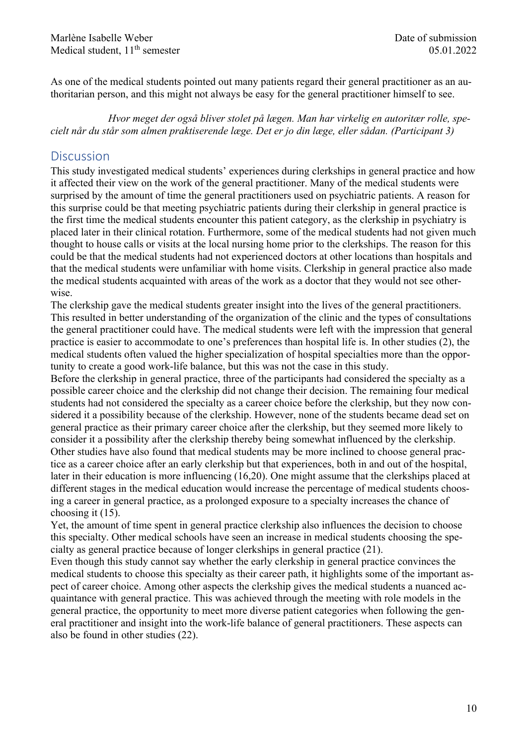As one of the medical students pointed out many patients regard their general practitioner as an authoritarian person, and this might not always be easy for the general practitioner himself to see.

> *Hvor meget der også bliver stolet på lægen. Man har virkelig en autoritær rolle, specielt når du står som almen praktiserende læge. Det er jo din læge, eller sådan. (Participant 3)*

## Discussion

This study investigated medical students' experiences during clerkships in general practice and how it affected their view on the work of the general practitioner. Many of the medical students were surprised by the amount of time the general practitioners used on psychiatric patients. A reason for this surprise could be that meeting psychiatric patients during their clerkship in general practice is the first time the medical students encounter this patient category, as the clerkship in psychiatry is placed later in their clinical rotation. Furthermore, some of the medical students had not given much thought to house calls or visits at the local nursing home prior to the clerkships. The reason for this could be that the medical students had not experienced doctors at other locations than hospitals and that the medical students were unfamiliar with home visits. Clerkship in general practice also made the medical students acquainted with areas of the work as a doctor that they would not see otherwise.

The clerkship gave the medical students greater insight into the lives of the general practitioners. This resulted in better understanding of the organization of the clinic and the types of consultations the general practitioner could have. The medical students were left with the impression that general practice is easier to accommodate to one's preferences than hospital life is. In other studies (2), the medical students often valued the higher specialization of hospital specialties more than the opportunity to create a good work-life balance, but this was not the case in this study.

Before the clerkship in general practice, three of the participants had considered the specialty as a possible career choice and the clerkship did not change their decision. The remaining four medical students had not considered the specialty as a career choice before the clerkship, but they now considered it a possibility because of the clerkship. However, none of the students became dead set on general practice as their primary career choice after the clerkship, but they seemed more likely to consider it a possibility after the clerkship thereby being somewhat influenced by the clerkship. Other studies have also found that medical students may be more inclined to choose general practice as a career choice after an early clerkship but that experiences, both in and out of the hospital, later in their education is more influencing (16,20). One might assume that the clerkships placed at different stages in the medical education would increase the percentage of medical students choosing a career in general practice, as a prolonged exposure to a specialty increases the chance of choosing it (15).

Yet, the amount of time spent in general practice clerkship also influences the decision to choose this specialty. Other medical schools have seen an increase in medical students choosing the specialty as general practice because of longer clerkships in general practice (21).

Even though this study cannot say whether the early clerkship in general practice convinces the medical students to choose this specialty as their career path, it highlights some of the important aspect of career choice. Among other aspects the clerkship gives the medical students a nuanced acquaintance with general practice. This was achieved through the meeting with role models in the general practice, the opportunity to meet more diverse patient categories when following the general practitioner and insight into the work-life balance of general practitioners. These aspects can also be found in other studies (22).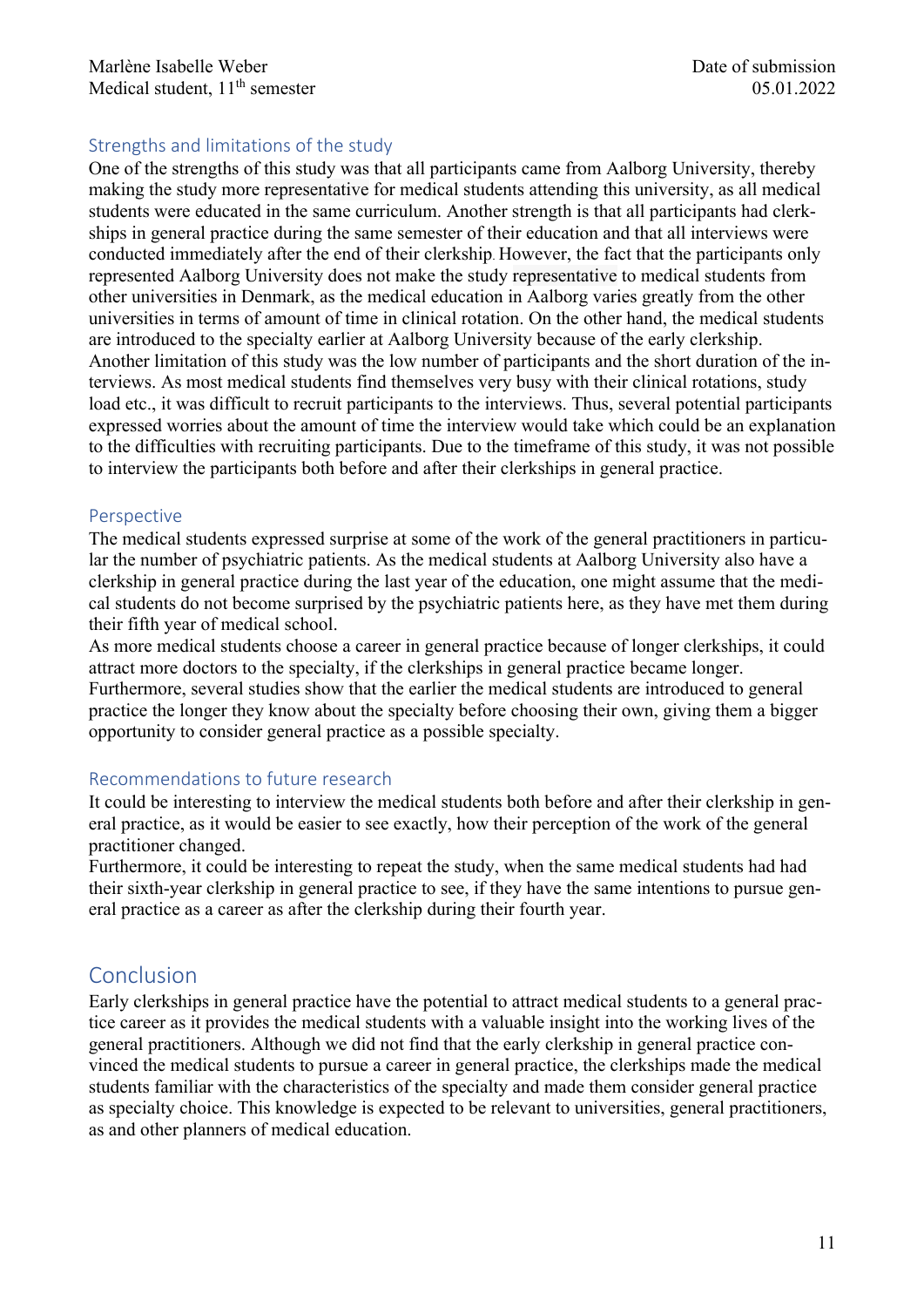### Strengths and limitations of the study

One of the strengths of this study was that all participants came from Aalborg University, thereby making the study more representative for medical students attending this university, as all medical students were educated in the same curriculum. Another strength is that all participants had clerkships in general practice during the same semester of their education and that all interviews were conducted immediately after the end of their clerkship. However, the fact that the participants only represented Aalborg University does not make the study representative to medical students from other universities in Denmark, as the medical education in Aalborg varies greatly from the other universities in terms of amount of time in clinical rotation. On the other hand, the medical students are introduced to the specialty earlier at Aalborg University because of the early clerkship.
Another limitation of this study was the low number of participants and the short duration of the interviews. As most medical students find themselves very busy with their clinical rotations, study load etc., it was difficult to recruit participants to the interviews. Thus, several potential participants expressed worries about the amount of time the interview would take which could be an explanation to the difficulties with recruiting participants. Due to the timeframe of this study, it was not possible to interview the participants both before and after their clerkships in general practice.

### Perspective

The medical students expressed surprise at some of the work of the general practitioners in particular the number of psychiatric patients. As the medical students at Aalborg University also have a clerkship in general practice during the last year of the education, one might assume that the medical students do not become surprised by the psychiatric patients here, as they have met them during their fifth year of medical school.
As more medical students choose a career in general practice because of longer clerkships, it could attract more doctors to the specialty, if the clerkships in general practice became longer.
Furthermore, several studies show that the earlier the medical students are introduced to general practice the longer they know about the specialty before choosing their own, giving them a bigger opportunity to consider general practice as a possible specialty.

### Recommendations to future research

It could be interesting to interview the medical students both before and after their clerkship in general practice, as it would be easier to see exactly, how their perception of the work of the general practitioner changed.
Furthermore, it could be interesting to repeat the study, when the same medical students had had their sixth-year clerkship in general practice to see, if they have the same intentions to pursue general practice as a career as after the clerkship during their fourth year.

## Conclusion

Early clerkships in general practice have the potential to attract medical students to a general practice career as it provides the medical students with a valuable insight into the working lives of the general practitioners. Although we did not find that the early clerkship in general practice convinced the medical students to pursue a career in general practice, the clerkships made the medical students familiar with the characteristics of the specialty and made them consider general practice as specialty choice. This knowledge is expected to be relevant to universities, general practitioners, as and other planners of medical education.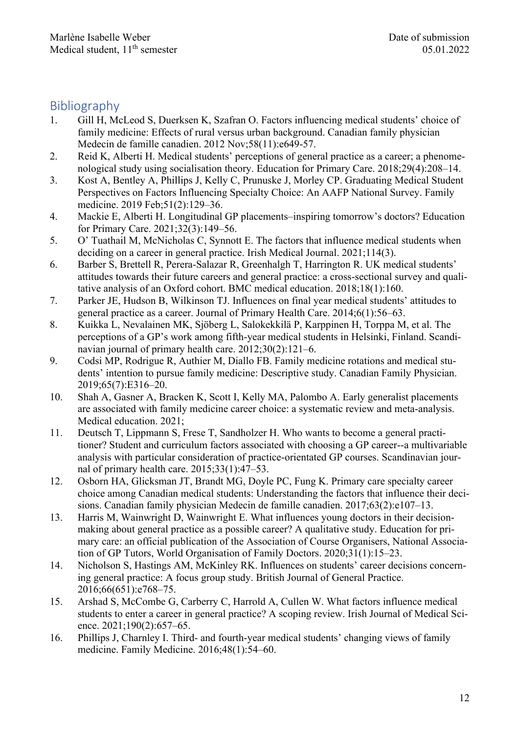## Bibliography

1. Gill H, McLeod S, Duerksen K, Szafran O. Factors influencing medical students' choice of family medicine: Effects of rural versus urban background. Canadian family physician Medecin de famille canadien. 2012 Nov;58(11):e649-57.
2. Reid K, Alberti H. Medical students' perceptions of general practice as a career; a phenomenological study using socialisation theory. Education for Primary Care. 2018;29(4):208–14.
3. Kost A, Bentley A, Phillips J, Kelly C, Prunuske J, Morley CP. Graduating Medical Student Perspectives on Factors Influencing Specialty Choice: An AAFP National Survey. Family medicine. 2019 Feb;51(2):129–36.
4. Mackie E, Alberti H. Longitudinal GP placements–inspiring tomorrow's doctors? Education for Primary Care. 2021;32(3):149–56.
5. O' Tuathail M, McNicholas C, Synnott E. The factors that influence medical students when deciding on a career in general practice. Irish Medical Journal. 2021;114(3).
6. Barber S, Brettell R, Perera-Salazar R, Greenhalgh T, Harrington R. UK medical students' attitudes towards their future careers and general practice: a cross-sectional survey and qualitative analysis of an Oxford cohort. BMC medical education. 2018;18(1):160.
7. Parker JE, Hudson B, Wilkinson TJ. Influences on final year medical students' attitudes to general practice as a career. Journal of Primary Health Care. 2014;6(1):56–63.
8. Kuikka L, Nevalainen MK, Sjöberg L, Salokekkilä P, Karppinen H, Torppa M, et al. The perceptions of a GP's work among fifth-year medical students in Helsinki, Finland. Scandinavian journal of primary health care. 2012;30(2):121–6.
9. Codsi MP, Rodrigue R, Authier M, Diallo FB. Family medicine rotations and medical students' intention to pursue family medicine: Descriptive study. Canadian Family Physician. 2019;65(7):E316–20.
10. Shah A, Gasner A, Bracken K, Scott I, Kelly MA, Palombo A. Early generalist placements are associated with family medicine career choice: a systematic review and meta-analysis. Medical education. 2021;
11. Deutsch T, Lippmann S, Frese T, Sandholzer H. Who wants to become a general practitioner? Student and curriculum factors associated with choosing a GP career--a multivariable analysis with particular consideration of practice-orientated GP courses. Scandinavian journal of primary health care. 2015;33(1):47–53.
12. Osborn HA, Glicksman JT, Brandt MG, Doyle PC, Fung K. Primary care specialty career choice among Canadian medical students: Understanding the factors that influence their decisions. Canadian family physician Medecin de famille canadien. 2017;63(2):e107–13.
13. Harris M, Wainwright D, Wainwright E. What influences young doctors in their decision-making about general practice as a possible career? A qualitative study. Education for primary care: an official publication of the Association of Course Organisers, National Association of GP Tutors, World Organisation of Family Doctors. 2020;31(1):15–23.
14. Nicholson S, Hastings AM, McKinley RK. Influences on students' career decisions concerning general practice: A focus group study. British Journal of General Practice. 2016;66(651):e768–75.
15. Arshad S, McCombe G, Carberry C, Harrold A, Cullen W. What factors influence medical students to enter a career in general practice? A scoping review. Irish Journal of Medical Science. 2021;190(2):657–65.
16. Phillips J, Charnley I. Third- and fourth-year medical students' changing views of family medicine. Family Medicine. 2016;48(1):54–60.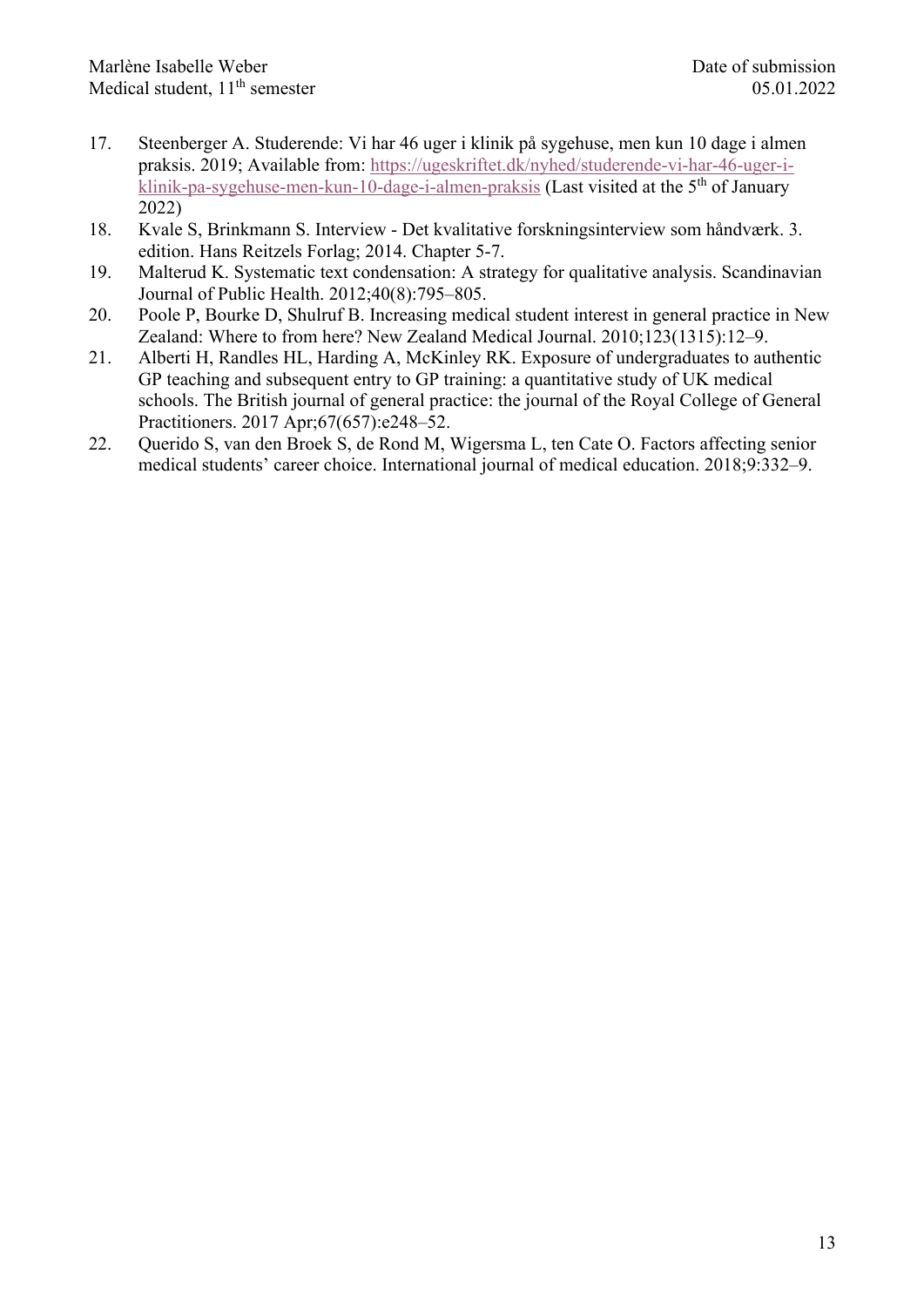17. Steenberger A. Studerende: Vi har 46 uger i klinik på sygehuse, men kun 10 dage i almen praksis. 2019; Available from: https://ugeskriftet.dk/nyhed/studerende-vi-har-46-uger-i-klinik-pa-sygehuse-men-kun-10-dage-i-almen-praksis (Last visited at the 5th of January 2022)
18. Kvale S, Brinkmann S. Interview - Det kvalitative forskningsinterview som håndværk. 3. edition. Hans Reitzels Forlag; 2014. Chapter 5-7.
19. Malterud K. Systematic text condensation: A strategy for qualitative analysis. Scandinavian Journal of Public Health. 2012;40(8):795–805.
20. Poole P, Bourke D, Shulruf B. Increasing medical student interest in general practice in New Zealand: Where to from here? New Zealand Medical Journal. 2010;123(1315):12–9.
21. Alberti H, Randles HL, Harding A, McKinley RK. Exposure of undergraduates to authentic GP teaching and subsequent entry to GP training: a quantitative study of UK medical schools. The British journal of general practice: the journal of the Royal College of General Practitioners. 2017 Apr;67(657):e248–52.
22. Querido S, van den Broek S, de Rond M, Wigersma L, ten Cate O. Factors affecting senior medical students' career choice. International journal of medical education. 2018;9:332–9.